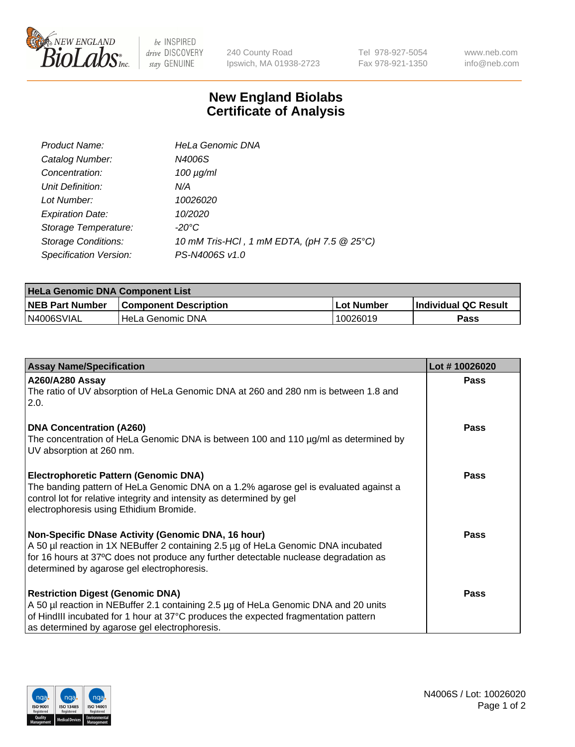New England BioLabs Inc. — be INSPIRED drive DISCOVERY stay GENUINE

240 County Road
Ipswich, MA 01938-2723

Tel 978-927-5054
Fax 978-921-1350

www.neb.com
info@neb.com

# New England Biolabs
# Certificate of Analysis

| | |
|---|---|
| *Product Name:* | *HeLa Genomic DNA* |
| *Catalog Number:* | *N4006S* |
| *Concentration:* | *100 µg/ml* |
| *Unit Definition:* | *N/A* |
| *Lot Number:* | *10026020* |
| *Expiration Date:* | *10/2020* |
| *Storage Temperature:* | *-20°C* |
| *Storage Conditions:* | *10 mM Tris-HCl , 1 mM EDTA, (pH 7.5 @ 25°C)* |
| *Specification Version:* | *PS-N4006S v1.0* |

| HeLa Genomic DNA Component List | | | |
|---|---|---|---|
| **NEB Part Number** | **Component Description** | **Lot Number** | **Individual QC Result** |
| N4006SVIAL | HeLa Genomic DNA | 10026019 | **Pass** |

| Assay Name/Specification | Lot # 10026020 |
|---|---|
| **A260/A280 Assay**<br>The ratio of UV absorption of HeLa Genomic DNA at 260 and 280 nm is between 1.8 and 2.0. | **Pass** |
| **DNA Concentration (A260)**<br>The concentration of HeLa Genomic DNA is between 100 and 110 µg/ml as determined by UV absorption at 260 nm. | **Pass** |
| **Electrophoretic Pattern (Genomic DNA)**<br>The banding pattern of HeLa Genomic DNA on a 1.2% agarose gel is evaluated against a control lot for relative integrity and intensity as determined by gel electrophoresis using Ethidium Bromide. | **Pass** |
| **Non-Specific DNase Activity (Genomic DNA, 16 hour)**<br>A 50 µl reaction in 1X NEBuffer 2 containing 2.5 µg of HeLa Genomic DNA incubated for 16 hours at 37ºC does not produce any further detectable nuclease degradation as determined by agarose gel electrophoresis. | **Pass** |
| **Restriction Digest (Genomic DNA)**<br>A 50 µl reaction in NEBuffer 2.1 containing 2.5 µg of HeLa Genomic DNA and 20 units of HindIII incubated for 1 hour at 37°C produces the expected fragmentation pattern as determined by agarose gel electrophoresis. | **Pass** |

N4006S / Lot: 10026020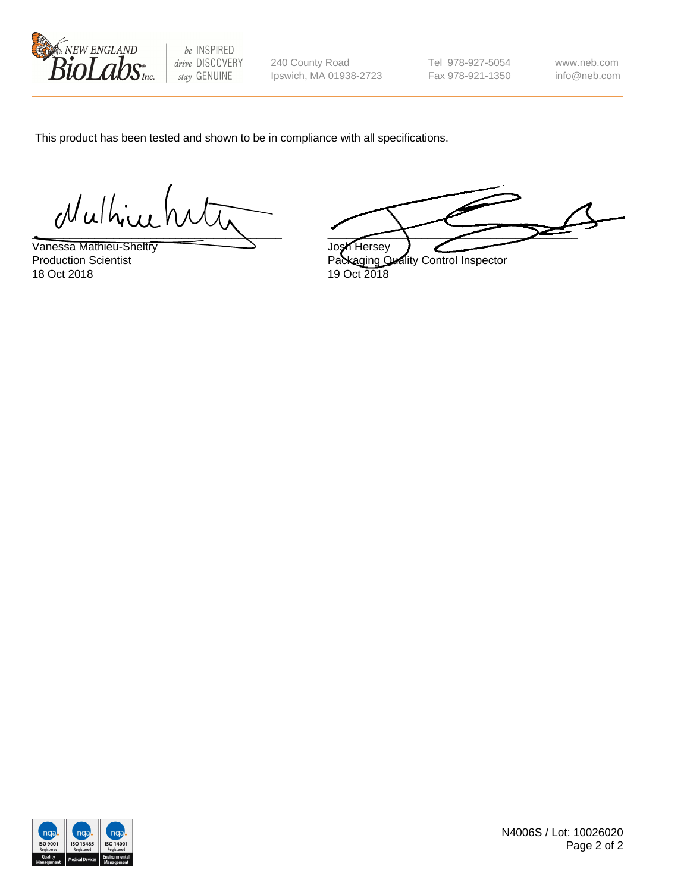This product has been tested and shown to be in compliance with all specifications.

Vanessa Mathieu-Sheltry
Production Scientist
18 Oct 2018

Josh Hersey
Packaging Quality Control Inspector
19 Oct 2018

N4006S / Lot: 10026020